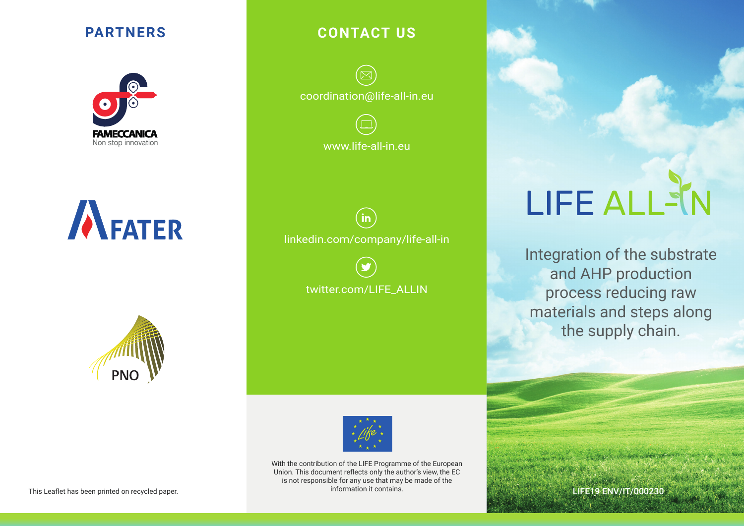## PARTNERS

FAMECCANICA
Non stop innovation

FATER

PNO

This Leaflet has been printed on recycled paper.

## CONTACT US

coordination@life-all-in.eu

www.life-all-in.eu

linkedin.com/company/life-all-in

twitter.com/LIFE_ALLIN

With the contribution of the LIFE Programme of the European Union. This document reflects only the author's view, the EC is not responsible for any use that may be made of the information it contains.

# LIFE ALL-IN

Integration of the substrate and AHP production process reducing raw materials and steps along the supply chain.

LIFE19 ENV/IT/000230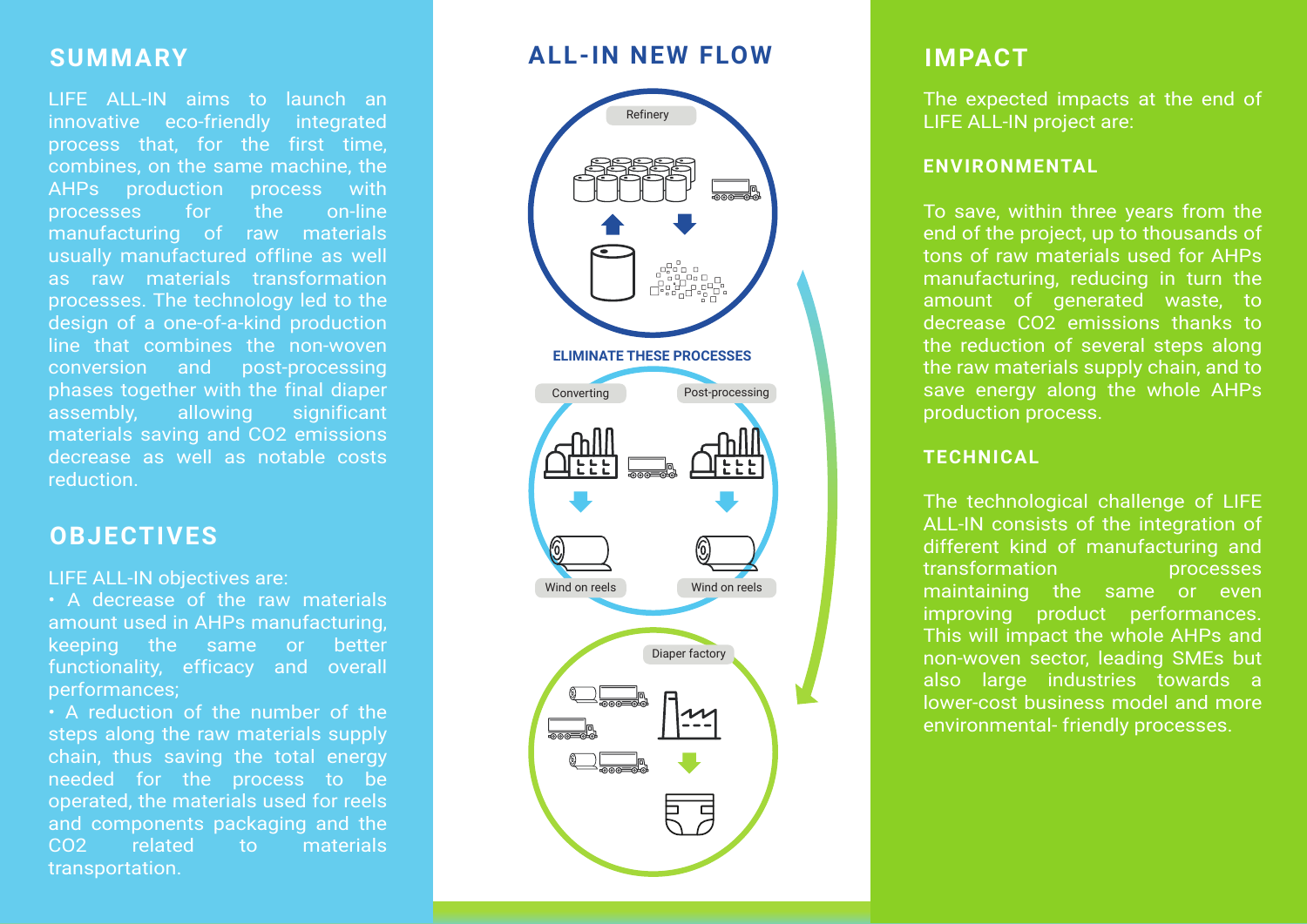## SUMMARY

LIFE ALL-IN aims to launch an innovative eco-friendly integrated process that, for the first time, combines, on the same machine, the AHPs production process with processes for the on-line manufacturing of raw materials usually manufactured offline as well as raw materials transformation processes. The technology led to the design of a one-of-a-kind production line that combines the non-woven conversion and post-processing phases together with the final diaper assembly, allowing significant materials saving and $CO_2$ emissions decrease as well as notable costs reduction.

## OBJECTIVES

LIFE ALL-IN objectives are:

- A decrease of the raw materials amount used in AHPs manufacturing, keeping the same or better functionality, efficacy and overall performances;
- A reduction of the number of the steps along the raw materials supply chain, thus saving the total energy needed for the process to be operated, the materials used for reels and components packaging and the $CO_2$ related to materials transportation.

## ALL-IN NEW FLOW

Refinery

ELIMINATE THESE PROCESSES

Converting

Post-processing

Wind on reels

Wind on reels

Diaper factory

## IMPACT

The expected impacts at the end of LIFE ALL-IN project are:

### ENVIRONMENTAL

To save, within three years from the end of the project, up to thousands of tons of raw materials used for AHPs manufacturing, reducing in turn the amount of generated waste, to decrease $CO_2$ emissions thanks to the reduction of several steps along the raw materials supply chain, and to save energy along the whole AHPs production process.

### TECHNICAL

The technological challenge of LIFE ALL-IN consists of the integration of different kind of manufacturing and transformation processes maintaining the same or even improving product performances. This will impact the whole AHPs and non-woven sector, leading SMEs but also large industries towards a lower-cost business model and more environmental- friendly processes.